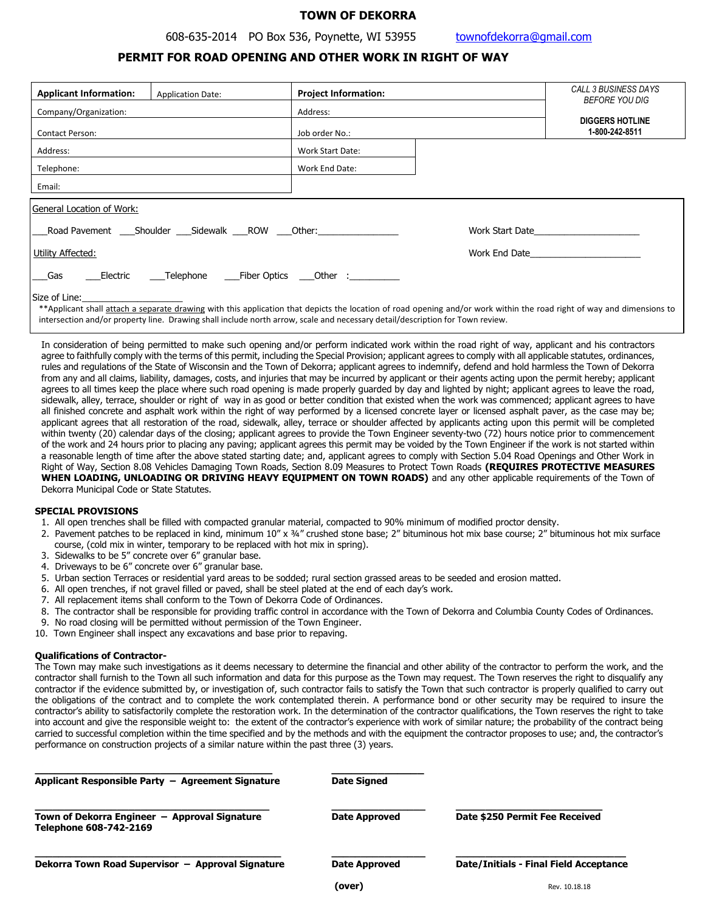# TOWN OF DEKORRA

608-635-2014 PO Box 536, Poynette, WI 53955 townofdekorra@gmail.com

## PERMIT FOR ROAD OPENING AND OTHER WORK IN RIGHT OF WAY

| **Applicant Information:** | Application Date: | **Project Information:** | *CALL 3 BUSINESS DAYS BEFORE YOU DIG* **DIGGERS HOTLINE 1-800-242-8511** |
|---|---|---|---|
| Company/Organization: | | Address: | |
| Contact Person: | | Job order No.: | |
| Address: | | Work Start Date: | |
| Telephone: | | Work End Date: | |
| Email: | | | |

General Location of Work:

___Road Pavement ___Shoulder ___Sidewalk ___ROW ___Other:________________ Work Start Date_____________________

Utility Affected: Work End Date_____________________

___Gas ___Electric ___Telephone ___Fiber Optics ___Other :__________

Size of Line:___________________

**Applicant shall attach a separate drawing with this application that depicts the location of road opening and/or work within the road right of way and dimensions to intersection and/or property line. Drawing shall include north arrow, scale and necessary detail/description for Town review.

In consideration of being permitted to make such opening and/or perform indicated work within the road right of way, applicant and his contractors agree to faithfully comply with the terms of this permit, including the Special Provision; applicant agrees to comply with all applicable statutes, ordinances, rules and regulations of the State of Wisconsin and the Town of Dekorra; applicant agrees to indemnify, defend and hold harmless the Town of Dekorra from any and all claims, liability, damages, costs, and injuries that may be incurred by applicant or their agents acting upon the permit hereby; applicant agrees to all times keep the place where such road opening is made properly guarded by day and lighted by night; applicant agrees to leave the road, sidewalk, alley, terrace, shoulder or right of way in as good or better condition that existed when the work was commenced; applicant agrees to have all finished concrete and asphalt work within the right of way performed by a licensed concrete layer or licensed asphalt paver, as the case may be; applicant agrees that all restoration of the road, sidewalk, alley, terrace or shoulder affected by applicants acting upon this permit will be completed within twenty (20) calendar days of the closing; applicant agrees to provide the Town Engineer seventy-two (72) hours notice prior to commencement of the work and 24 hours prior to placing any paving; applicant agrees this permit may be voided by the Town Engineer if the work is not started within a reasonable length of time after the above stated starting date; and, applicant agrees to comply with Section 5.04 Road Openings and Other Work in Right of Way, Section 8.08 Vehicles Damaging Town Roads, Section 8.09 Measures to Protect Town Roads **(REQUIRES PROTECTIVE MEASURES WHEN LOADING, UNLOADING OR DRIVING HEAVY EQUIPMENT ON TOWN ROADS)** and any other applicable requirements of the Town of Dekorra Municipal Code or State Statutes.

### SPECIAL PROVISIONS

1. All open trenches shall be filled with compacted granular material, compacted to 90% minimum of modified proctor density.
2. Pavement patches to be replaced in kind, minimum 10" x ¾" crushed stone base; 2" bituminous hot mix base course; 2" bituminous hot mix surface course, (cold mix in winter, temporary to be replaced with hot mix in spring).
3. Sidewalks to be 5" concrete over 6" granular base.
4. Driveways to be 6" concrete over 6" granular base.
5. Urban section Terraces or residential yard areas to be sodded; rural section grassed areas to be seeded and erosion matted.
6. All open trenches, if not gravel filled or paved, shall be steel plated at the end of each day's work.
7. All replacement items shall conform to the Town of Dekorra Code of Ordinances.
8. The contractor shall be responsible for providing traffic control in accordance with the Town of Dekorra and Columbia County Codes of Ordinances.
9. No road closing will be permitted without permission of the Town Engineer.
10. Town Engineer shall inspect any excavations and base prior to repaving.

### Qualifications of Contractor-

The Town may make such investigations as it deems necessary to determine the financial and other ability of the contractor to perform the work, and the contractor shall furnish to the Town all such information and data for this purpose as the Town may request. The Town reserves the right to disqualify any contractor if the evidence submitted by, or investigation of, such contractor fails to satisfy the Town that such contractor is properly qualified to carry out the obligations of the contract and to complete the work contemplated therein. A performance bond or other security may be required to insure the contractor's ability to satisfactorily complete the restoration work. In the determination of the contractor qualifications, the Town reserves the right to take into account and give the responsible weight to: the extent of the contractor's experience with work of similar nature; the probability of the contract being carried to successful completion within the time specified and by the methods and with the equipment the contractor proposes to use; and, the contractor's performance on construction projects of a similar nature within the past three (3) years.

| | | |
|---|---|---|
| ______________________________ **Applicant Responsible Party – Agreement Signature** | ____________ **Date Signed** | |
| ______________________________ **Town of Dekorra Engineer – Approval Signature Telephone 608-742-2169** | ____________ **Date Approved** | ____________________ **Date $250 Permit Fee Received** |
| ______________________________ **Dekorra Town Road Supervisor – Approval Signature** | ____________ **Date Approved** | ____________________ **Date/Initials - Final Field Acceptance** |

**(over)**

Rev. 10.18.18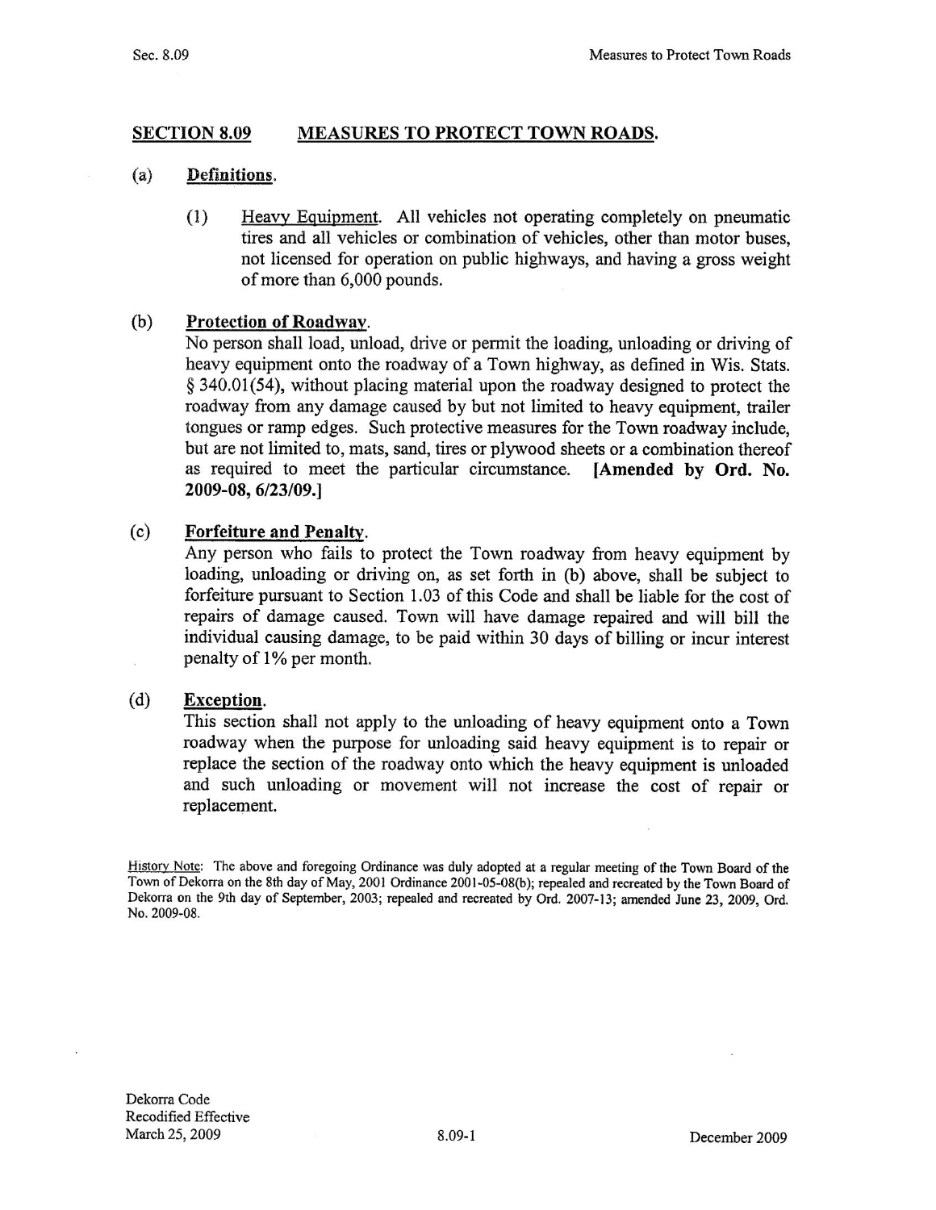## SECTION 8.09 MEASURES TO PROTECT TOWN ROADS.

(a) **Definitions.**

(1) Heavy Equipment. All vehicles not operating completely on pneumatic tires and all vehicles or combination of vehicles, other than motor buses, not licensed for operation on public highways, and having a gross weight of more than 6,000 pounds.

(b) **Protection of Roadway.**
No person shall load, unload, drive or permit the loading, unloading or driving of heavy equipment onto the roadway of a Town highway, as defined in Wis. Stats. § 340.01(54), without placing material upon the roadway designed to protect the roadway from any damage caused by but not limited to heavy equipment, trailer tongues or ramp edges. Such protective measures for the Town roadway include, but are not limited to, mats, sand, tires or plywood sheets or a combination thereof as required to meet the particular circumstance. **[Amended by Ord. No. 2009-08, 6/23/09.]**

(c) **Forfeiture and Penalty.**
Any person who fails to protect the Town roadway from heavy equipment by loading, unloading or driving on, as set forth in (b) above, shall be subject to forfeiture pursuant to Section 1.03 of this Code and shall be liable for the cost of repairs of damage caused. Town will have damage repaired and will bill the individual causing damage, to be paid within 30 days of billing or incur interest penalty of 1% per month.

(d) **Exception.**
This section shall not apply to the unloading of heavy equipment onto a Town roadway when the purpose for unloading said heavy equipment is to repair or replace the section of the roadway onto which the heavy equipment is unloaded and such unloading or movement will not increase the cost of repair or replacement.

History Note: The above and foregoing Ordinance was duly adopted at a regular meeting of the Town Board of the Town of Dekorra on the 8th day of May, 2001 Ordinance 2001-05-08(b); repealed and recreated by the Town Board of Dekorra on the 9th day of September, 2003; repealed and recreated by Ord. 2007-13; amended June 23, 2009, Ord. No. 2009-08.